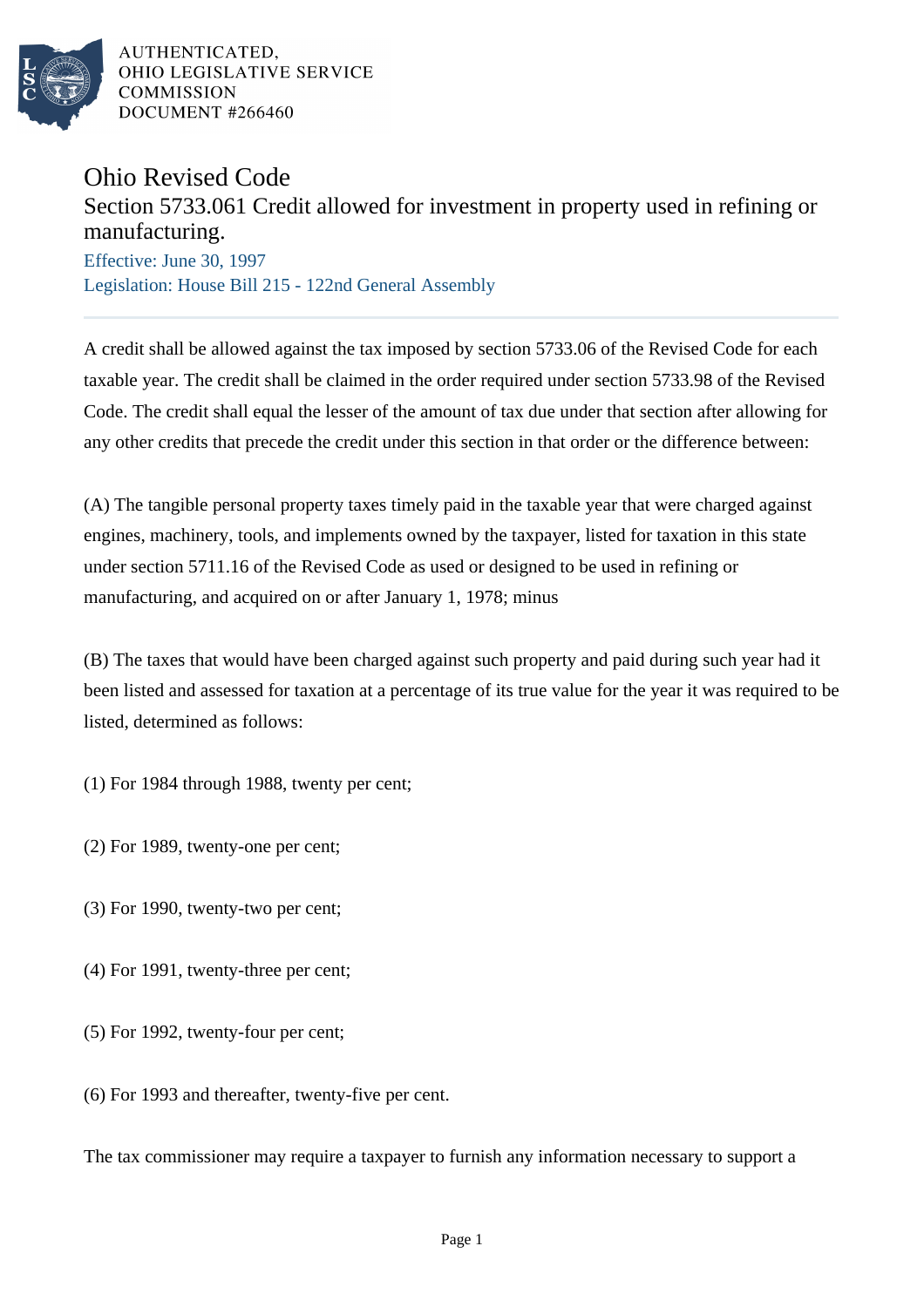AUTHENTICATED,
OHIO LEGISLATIVE SERVICE
COMMISSION
DOCUMENT #266460

# Ohio Revised Code

## Section 5733.061 Credit allowed for investment in property used in refining or manufacturing.

Effective: June 30, 1997

Legislation: House Bill 215 - 122nd General Assembly

A credit shall be allowed against the tax imposed by section 5733.06 of the Revised Code for each taxable year. The credit shall be claimed in the order required under section 5733.98 of the Revised Code. The credit shall equal the lesser of the amount of tax due under that section after allowing for any other credits that precede the credit under this section in that order or the difference between:

(A) The tangible personal property taxes timely paid in the taxable year that were charged against engines, machinery, tools, and implements owned by the taxpayer, listed for taxation in this state under section 5711.16 of the Revised Code as used or designed to be used in refining or manufacturing, and acquired on or after January 1, 1978; minus

(B) The taxes that would have been charged against such property and paid during such year had it been listed and assessed for taxation at a percentage of its true value for the year it was required to be listed, determined as follows:

(1) For 1984 through 1988, twenty per cent;

(2) For 1989, twenty-one per cent;

(3) For 1990, twenty-two per cent;

(4) For 1991, twenty-three per cent;

(5) For 1992, twenty-four per cent;

(6) For 1993 and thereafter, twenty-five per cent.

The tax commissioner may require a taxpayer to furnish any information necessary to support a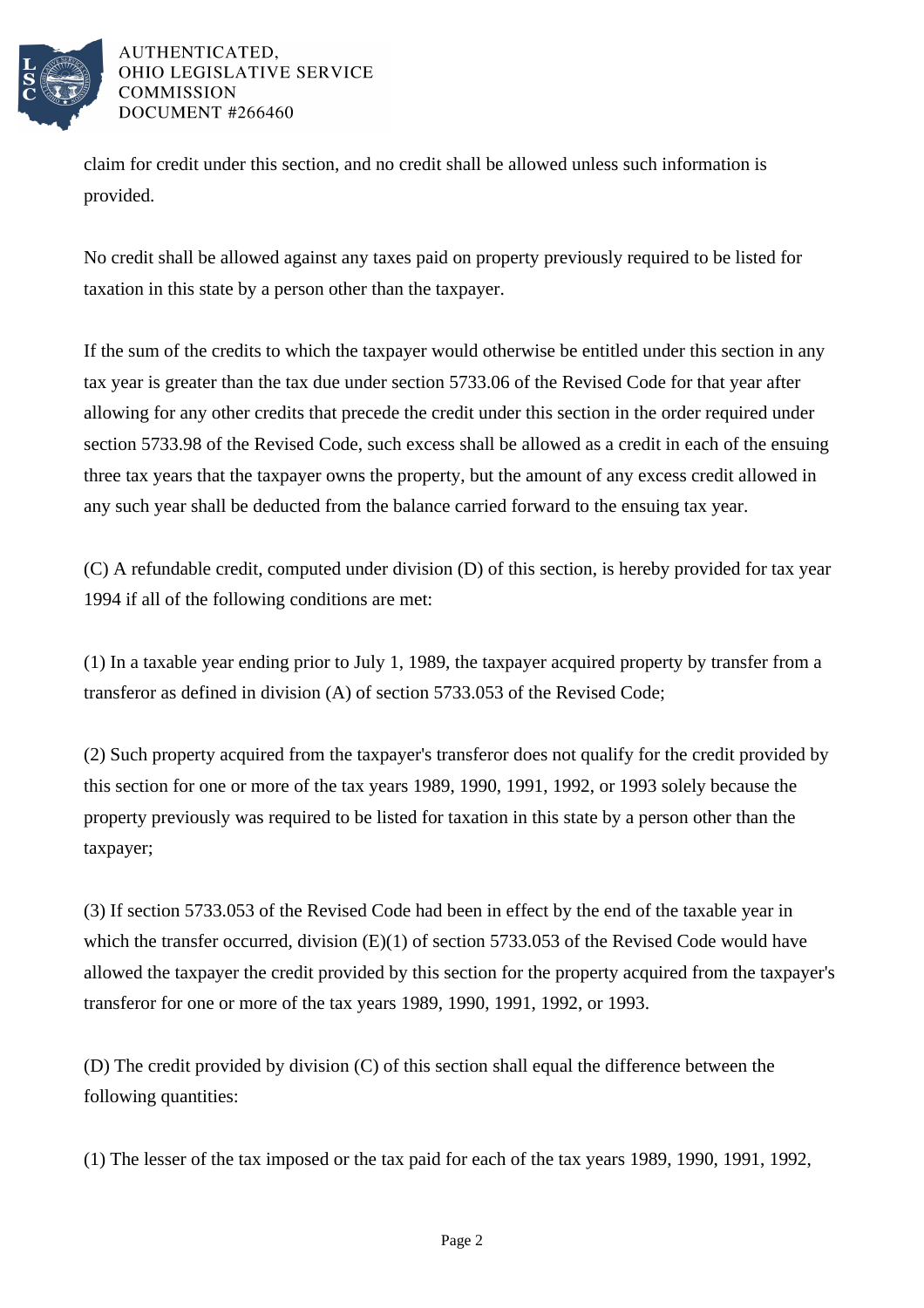claim for credit under this section, and no credit shall be allowed unless such information is provided.

No credit shall be allowed against any taxes paid on property previously required to be listed for taxation in this state by a person other than the taxpayer.

If the sum of the credits to which the taxpayer would otherwise be entitled under this section in any tax year is greater than the tax due under section 5733.06 of the Revised Code for that year after allowing for any other credits that precede the credit under this section in the order required under section 5733.98 of the Revised Code, such excess shall be allowed as a credit in each of the ensuing three tax years that the taxpayer owns the property, but the amount of any excess credit allowed in any such year shall be deducted from the balance carried forward to the ensuing tax year.

(C) A refundable credit, computed under division (D) of this section, is hereby provided for tax year 1994 if all of the following conditions are met:

(1) In a taxable year ending prior to July 1, 1989, the taxpayer acquired property by transfer from a transferor as defined in division (A) of section 5733.053 of the Revised Code;

(2) Such property acquired from the taxpayer's transferor does not qualify for the credit provided by this section for one or more of the tax years 1989, 1990, 1991, 1992, or 1993 solely because the property previously was required to be listed for taxation in this state by a person other than the taxpayer;

(3) If section 5733.053 of the Revised Code had been in effect by the end of the taxable year in which the transfer occurred, division (E)(1) of section 5733.053 of the Revised Code would have allowed the taxpayer the credit provided by this section for the property acquired from the taxpayer's transferor for one or more of the tax years 1989, 1990, 1991, 1992, or 1993.

(D) The credit provided by division (C) of this section shall equal the difference between the following quantities:

(1) The lesser of the tax imposed or the tax paid for each of the tax years 1989, 1990, 1991, 1992,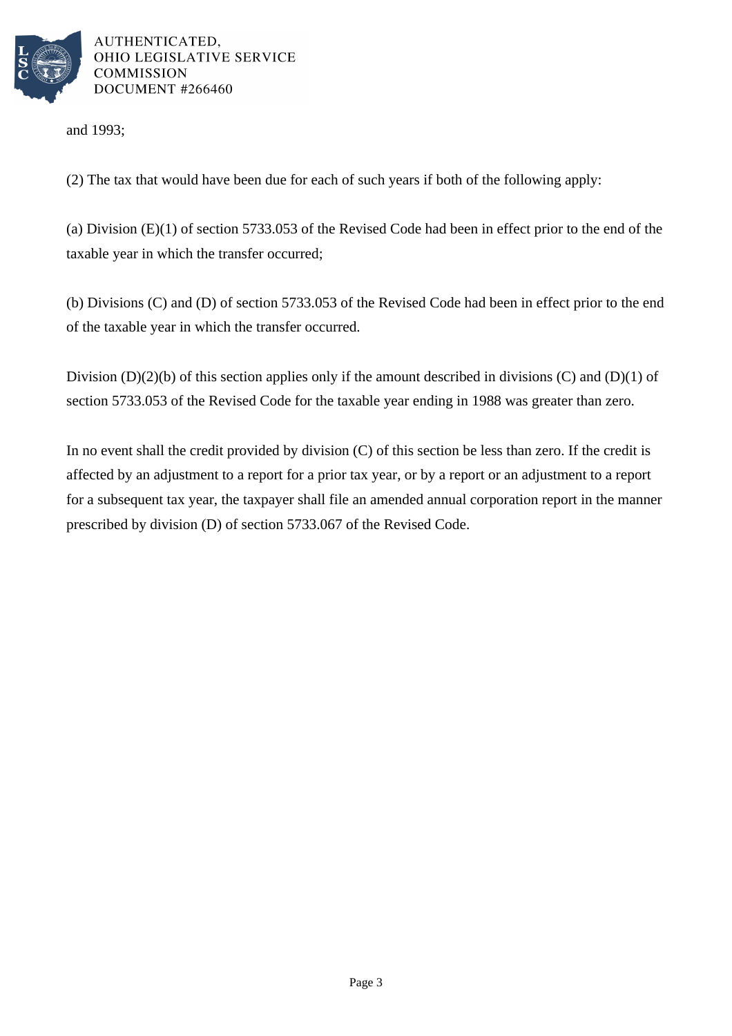and 1993;

(2) The tax that would have been due for each of such years if both of the following apply:

(a) Division (E)(1) of section 5733.053 of the Revised Code had been in effect prior to the end of the taxable year in which the transfer occurred;

(b) Divisions (C) and (D) of section 5733.053 of the Revised Code had been in effect prior to the end of the taxable year in which the transfer occurred.

Division (D)(2)(b) of this section applies only if the amount described in divisions (C) and (D)(1) of section 5733.053 of the Revised Code for the taxable year ending in 1988 was greater than zero.

In no event shall the credit provided by division (C) of this section be less than zero. If the credit is affected by an adjustment to a report for a prior tax year, or by a report or an adjustment to a report for a subsequent tax year, the taxpayer shall file an amended annual corporation report in the manner prescribed by division (D) of section 5733.067 of the Revised Code.